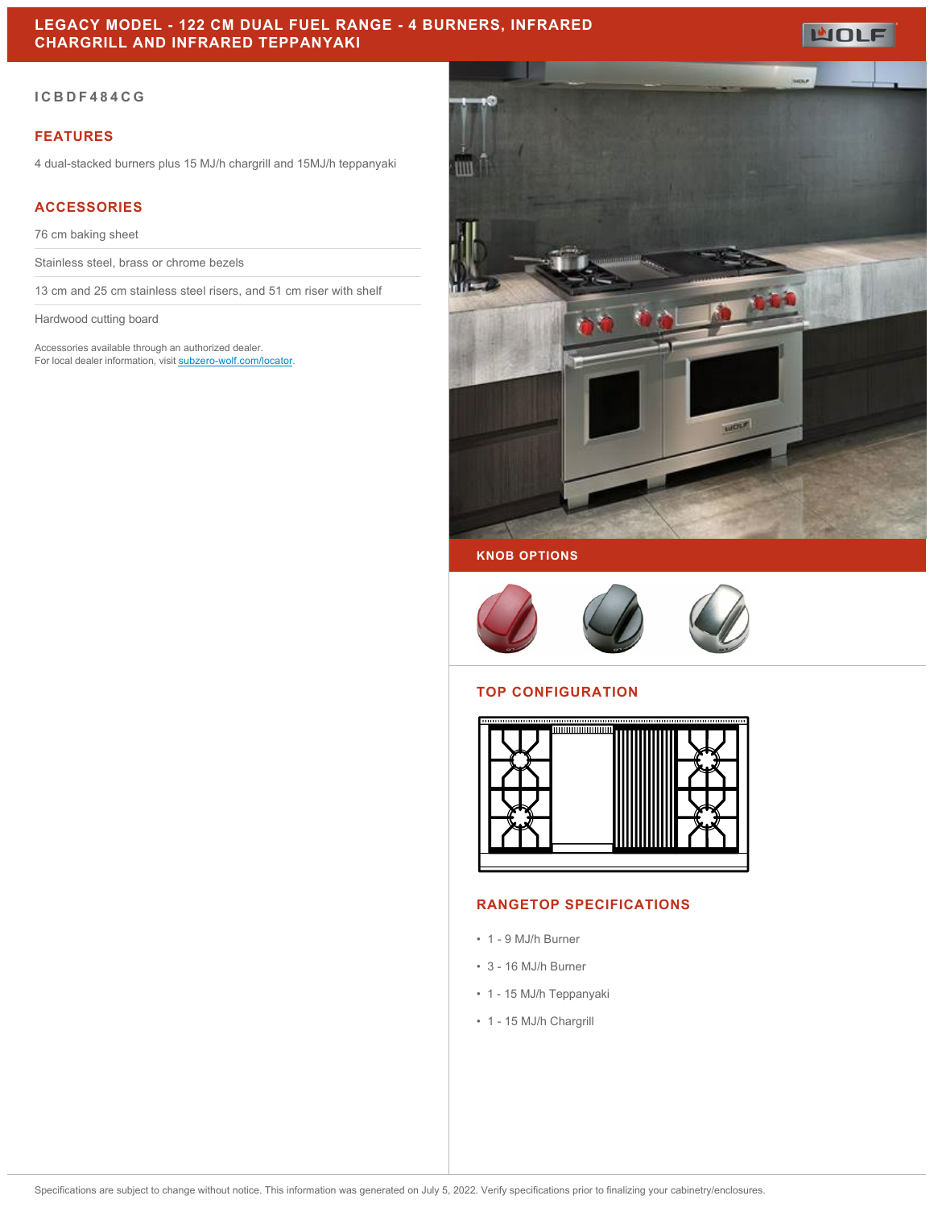# LEGACY MODEL - 122 CM DUAL FUEL RANGE - 4 BURNERS, INFRARED CHARGRILL AND INFRARED TEPPANYAKI

ICBDF484CG

## FEATURES

4 dual-stacked burners plus 15 MJ/h chargrill and 15MJ/h teppanyaki

## ACCESSORIES

76 cm baking sheet

Stainless steel, brass or chrome bezels

13 cm and 25 cm stainless steel risers, and 51 cm riser with shelf

Hardwood cutting board

Accessories available through an authorized dealer.
For local dealer information, visit subzero-wolf.com/locator.

## KNOB OPTIONS

## TOP CONFIGURATION

## RANGETOP SPECIFICATIONS

- 1 - 9 MJ/h Burner
- 3 - 16 MJ/h Burner
- 1 - 15 MJ/h Teppanyaki
- 1 - 15 MJ/h Chargrill

Specifications are subject to change without notice. This information was generated on July 5, 2022. Verify specifications prior to finalizing your cabinetry/enclosures.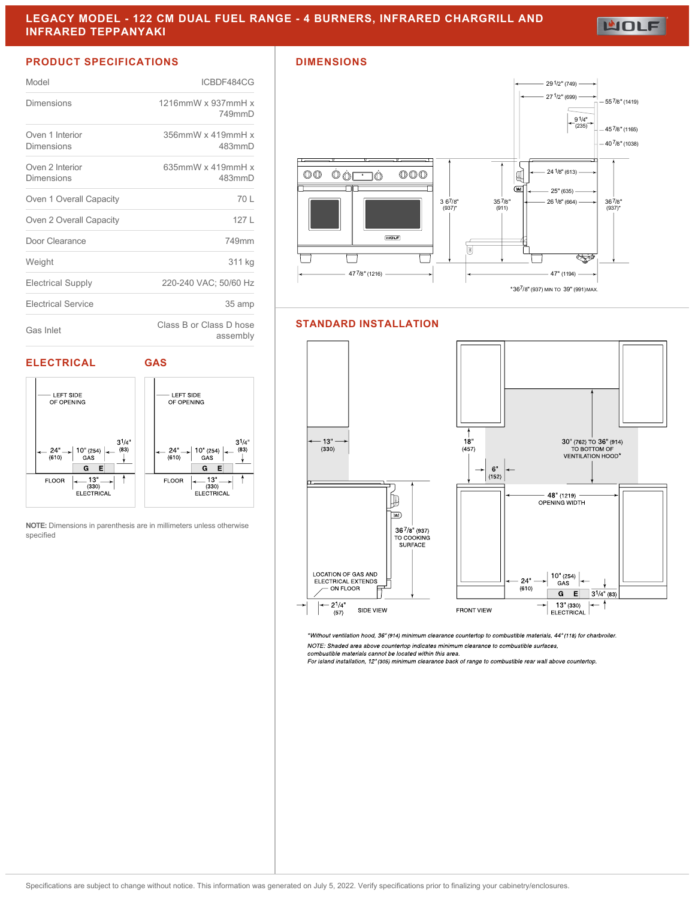# LEGACY MODEL - 122 CM DUAL FUEL RANGE - 4 BURNERS, INFRARED CHARGRILL AND INFRARED TEPPANYAKI

## PRODUCT SPECIFICATIONS

| | |
|---|---|
| Model | ICBDF484CG |
| Dimensions | 1216mmW x 937mmH x 749mmD |
| Oven 1 Interior Dimensions | 356mmW x 419mmH x 483mmD |
| Oven 2 Interior Dimensions | 635mmW x 419mmH x 483mmD |
| Oven 1 Overall Capacity | 70 L |
| Oven 2 Overall Capacity | 127 L |
| Door Clearance | 749mm |
| Weight | 311 kg |
| Electrical Supply | 220-240 VAC; 50/60 Hz |
| Electrical Service | 35 amp |
| Gas Inlet | Class B or Class D hose assembly |

## ELECTRICAL

LEFT SIDE OF OPENING
24" (610)
10" (254) GAS
3 1/4" (83)
G E
FLOOR
13" (330) ELECTRICAL

## GAS

LEFT SIDE OF OPENING
24" (610)
10" (254) GAS
3 1/4" (83)
G E
FLOOR
13" (330) ELECTRICAL

**NOTE:** Dimensions in parenthesis are in millimeters unless otherwise specified

## DIMENSIONS

29 1/2" (749)
27 1/2" (699)
55 7/8" (1419)
9 1/4" (235)
45 7/8" (1165)
40 7/8" (1038)
24 1/8" (613)
25" (635)
26 1/8" (664)
3 6 7/8" (937)*
35 7/8" (911)
36 7/8" (937)*
47 7/8" (1216)
47" (1194)
*36 7/8" (937) MIN TO 39" (991) MAX.

## STANDARD INSTALLATION

13" (330)
36 7/8" (937) TO COOKING SURFACE
LOCATION OF GAS AND ELECTRICAL EXTENDS ON FLOOR
2 1/4" (57)
SIDE VIEW

18" (457)
6" (152)
30" (762) TO 36" (914) TO BOTTOM OF VENTILATION HOOD*
48" (1219) OPENING WIDTH
24" (610)
10" (254) GAS
G E
3 1/4" (83)
13" (330) ELECTRICAL
FRONT VIEW

*\*Without ventilation hood, 36" (914) minimum clearance countertop to combustible materials, 44" (118) for charbroiler.*

*NOTE: Shaded area above countertop indicates minimum clearance to combustible surfaces, combustible materials cannot be located within this area.*

*For island installation, 12" (305) minimum clearance back of range to combustible rear wall above countertop.*

Specifications are subject to change without notice. This information was generated on July 5, 2022. Verify specifications prior to finalizing your cabinetry/enclosures.